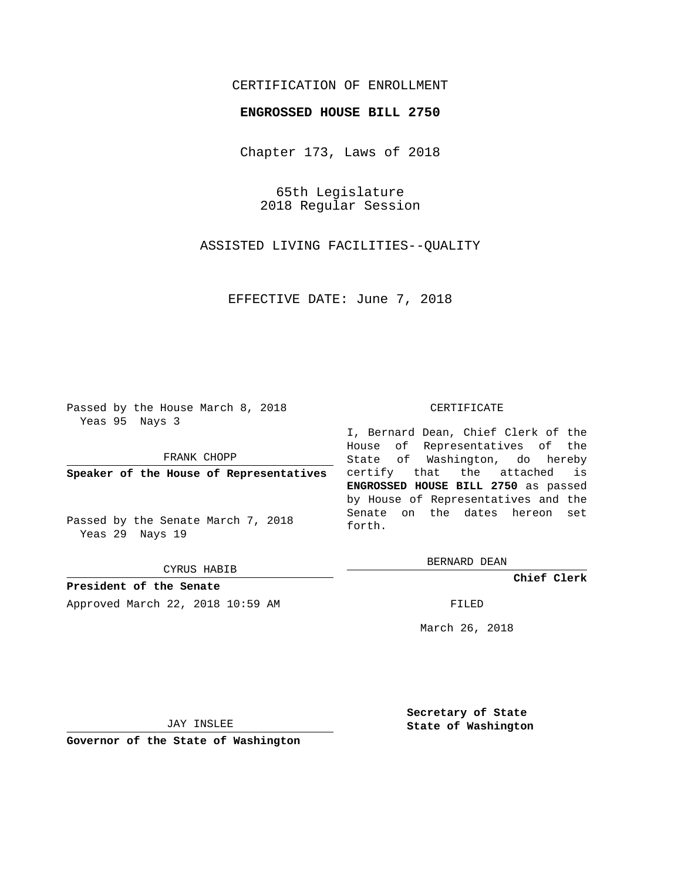CERTIFICATION OF ENROLLMENT

**ENGROSSED HOUSE BILL 2750**

Chapter 173, Laws of 2018

65th Legislature
2018 Regular Session

ASSISTED LIVING FACILITIES--QUALITY

EFFECTIVE DATE: June 7, 2018

Passed by the House March 8, 2018
Yeas 95 Nays 3

FRANK CHOPP

**Speaker of the House of Representatives**

Passed by the Senate March 7, 2018
Yeas 29 Nays 19

CYRUS HABIB

**President of the Senate**

Approved March 22, 2018 10:59 AM

JAY INSLEE

**Governor of the State of Washington**

CERTIFICATE

I, Bernard Dean, Chief Clerk of the House of Representatives of the State of Washington, do hereby certify that the attached is **ENGROSSED HOUSE BILL 2750** as passed by House of Representatives and the Senate on the dates hereon set forth.

BERNARD DEAN

**Chief Clerk**

FILED

March 26, 2018

**Secretary of State**
**State of Washington**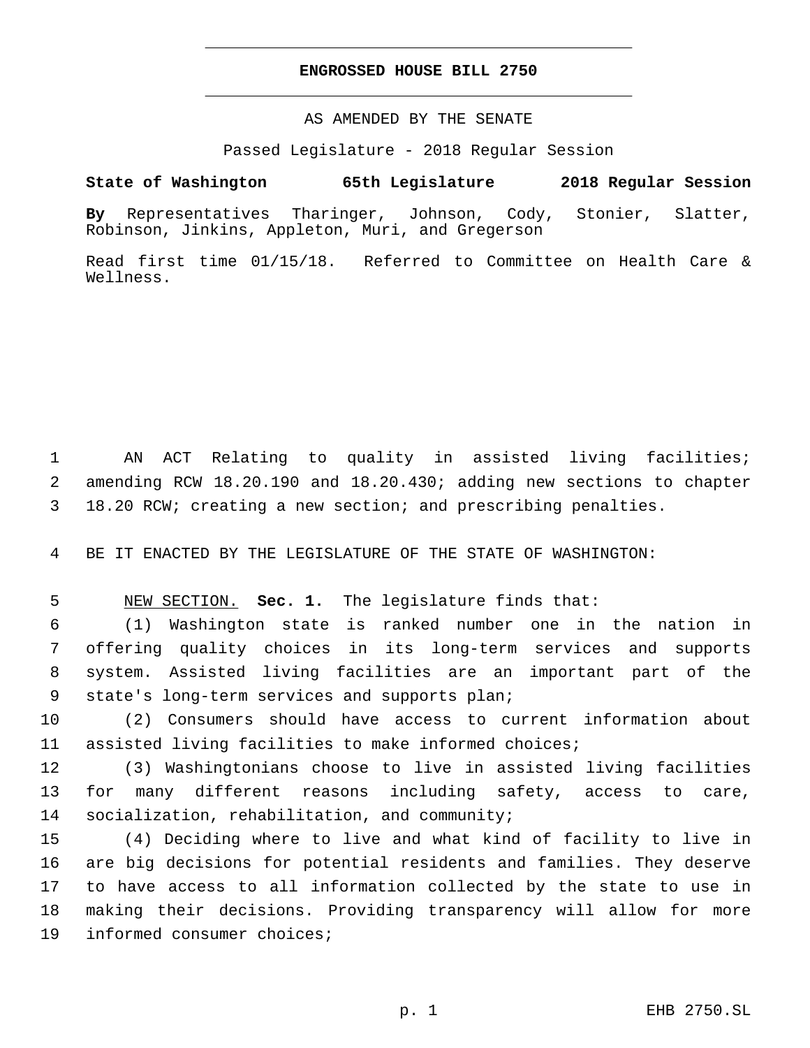# ENGROSSED HOUSE BILL 2750

AS AMENDED BY THE SENATE

Passed Legislature - 2018 Regular Session

**State of Washington 65th Legislature 2018 Regular Session**

**By** Representatives Tharinger, Johnson, Cody, Stonier, Slatter, Robinson, Jinkins, Appleton, Muri, and Gregerson

Read first time 01/15/18. Referred to Committee on Health Care & Wellness.

1 AN ACT Relating to quality in assisted living facilities;
2 amending RCW 18.20.190 and 18.20.430; adding new sections to chapter
3 18.20 RCW; creating a new section; and prescribing penalties.

4 BE IT ENACTED BY THE LEGISLATURE OF THE STATE OF WASHINGTON:

5 NEW SECTION. **Sec. 1.** The legislature finds that:
6 (1) Washington state is ranked number one in the nation in
7 offering quality choices in its long-term services and supports
8 system. Assisted living facilities are an important part of the
9 state's long-term services and supports plan;
10 (2) Consumers should have access to current information about
11 assisted living facilities to make informed choices;
12 (3) Washingtonians choose to live in assisted living facilities
13 for many different reasons including safety, access to care,
14 socialization, rehabilitation, and community;
15 (4) Deciding where to live and what kind of facility to live in
16 are big decisions for potential residents and families. They deserve
17 to have access to all information collected by the state to use in
18 making their decisions. Providing transparency will allow for more
19 informed consumer choices;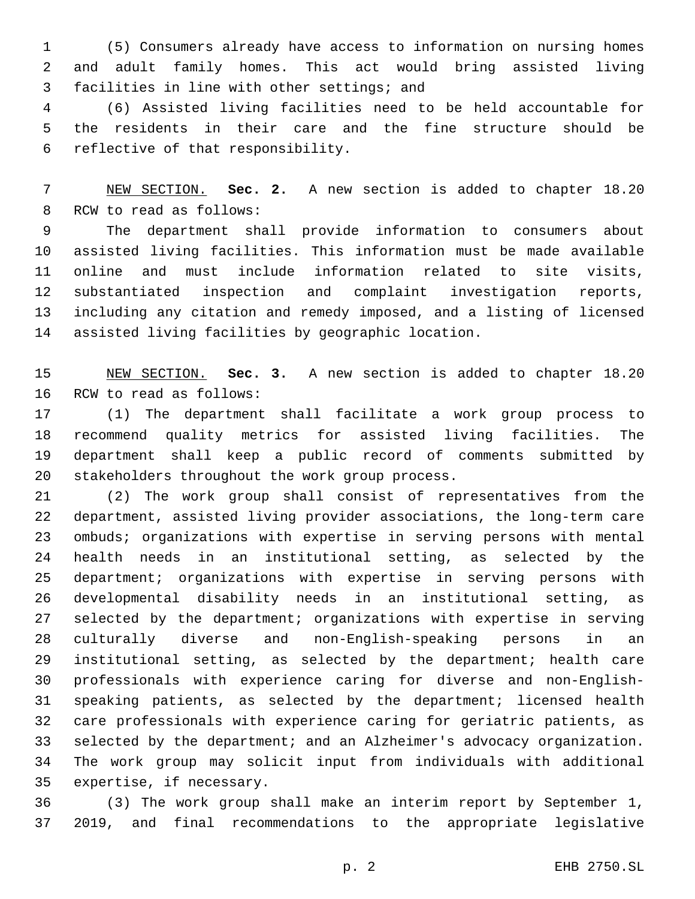(5) Consumers already have access to information on nursing homes and adult family homes. This act would bring assisted living facilities in line with other settings; and

(6) Assisted living facilities need to be held accountable for the residents in their care and the fine structure should be reflective of that responsibility.

NEW SECTION. **Sec. 2.** A new section is added to chapter 18.20 RCW to read as follows:

The department shall provide information to consumers about assisted living facilities. This information must be made available online and must include information related to site visits, substantiated inspection and complaint investigation reports, including any citation and remedy imposed, and a listing of licensed assisted living facilities by geographic location.

NEW SECTION. **Sec. 3.** A new section is added to chapter 18.20 RCW to read as follows:

(1) The department shall facilitate a work group process to recommend quality metrics for assisted living facilities. The department shall keep a public record of comments submitted by stakeholders throughout the work group process.

(2) The work group shall consist of representatives from the department, assisted living provider associations, the long-term care ombuds; organizations with expertise in serving persons with mental health needs in an institutional setting, as selected by the department; organizations with expertise in serving persons with developmental disability needs in an institutional setting, as selected by the department; organizations with expertise in serving culturally diverse and non-English-speaking persons in an institutional setting, as selected by the department; health care professionals with experience caring for diverse and non-English-speaking patients, as selected by the department; licensed health care professionals with experience caring for geriatric patients, as selected by the department; and an Alzheimer's advocacy organization. The work group may solicit input from individuals with additional expertise, if necessary.

(3) The work group shall make an interim report by September 1, 2019, and final recommendations to the appropriate legislative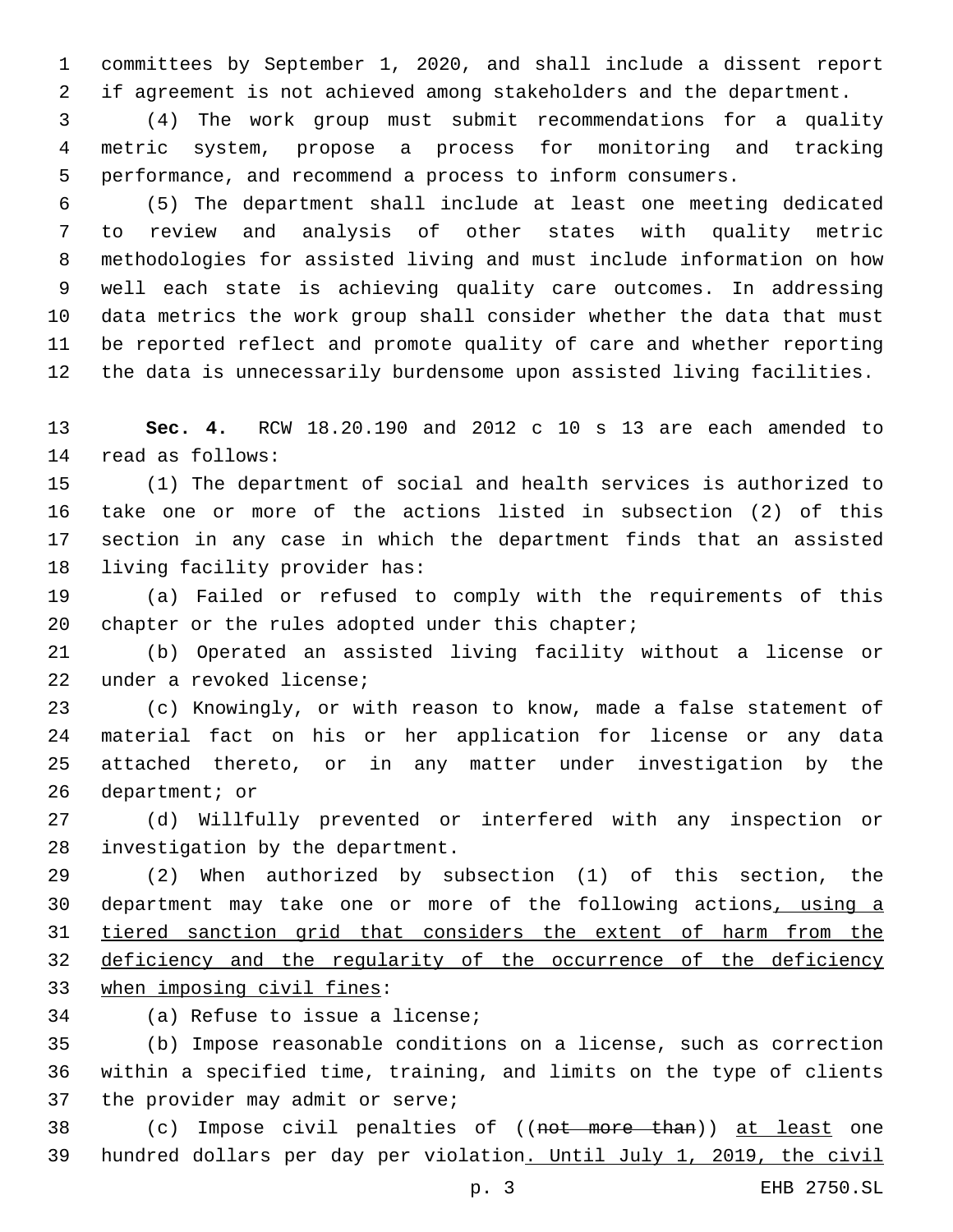committees by September 1, 2020, and shall include a dissent report if agreement is not achieved among stakeholders and the department.

(4) The work group must submit recommendations for a quality metric system, propose a process for monitoring and tracking performance, and recommend a process to inform consumers.

(5) The department shall include at least one meeting dedicated to review and analysis of other states with quality metric methodologies for assisted living and must include information on how well each state is achieving quality care outcomes. In addressing data metrics the work group shall consider whether the data that must be reported reflect and promote quality of care and whether reporting the data is unnecessarily burdensome upon assisted living facilities.

**Sec. 4.** RCW 18.20.190 and 2012 c 10 s 13 are each amended to read as follows:

(1) The department of social and health services is authorized to take one or more of the actions listed in subsection (2) of this section in any case in which the department finds that an assisted living facility provider has:

(a) Failed or refused to comply with the requirements of this chapter or the rules adopted under this chapter;

(b) Operated an assisted living facility without a license or under a revoked license;

(c) Knowingly, or with reason to know, made a false statement of material fact on his or her application for license or any data attached thereto, or in any matter under investigation by the department; or

(d) Willfully prevented or interfered with any inspection or investigation by the department.

(2) When authorized by subsection (1) of this section, the department may take one or more of the following actions, using a tiered sanction grid that considers the extent of harm from the deficiency and the regularity of the occurrence of the deficiency when imposing civil fines:

(a) Refuse to issue a license;

(b) Impose reasonable conditions on a license, such as correction within a specified time, training, and limits on the type of clients the provider may admit or serve;

(c) Impose civil penalties of ((~~not more than~~)) at least one hundred dollars per day per violation. Until July 1, 2019, the civil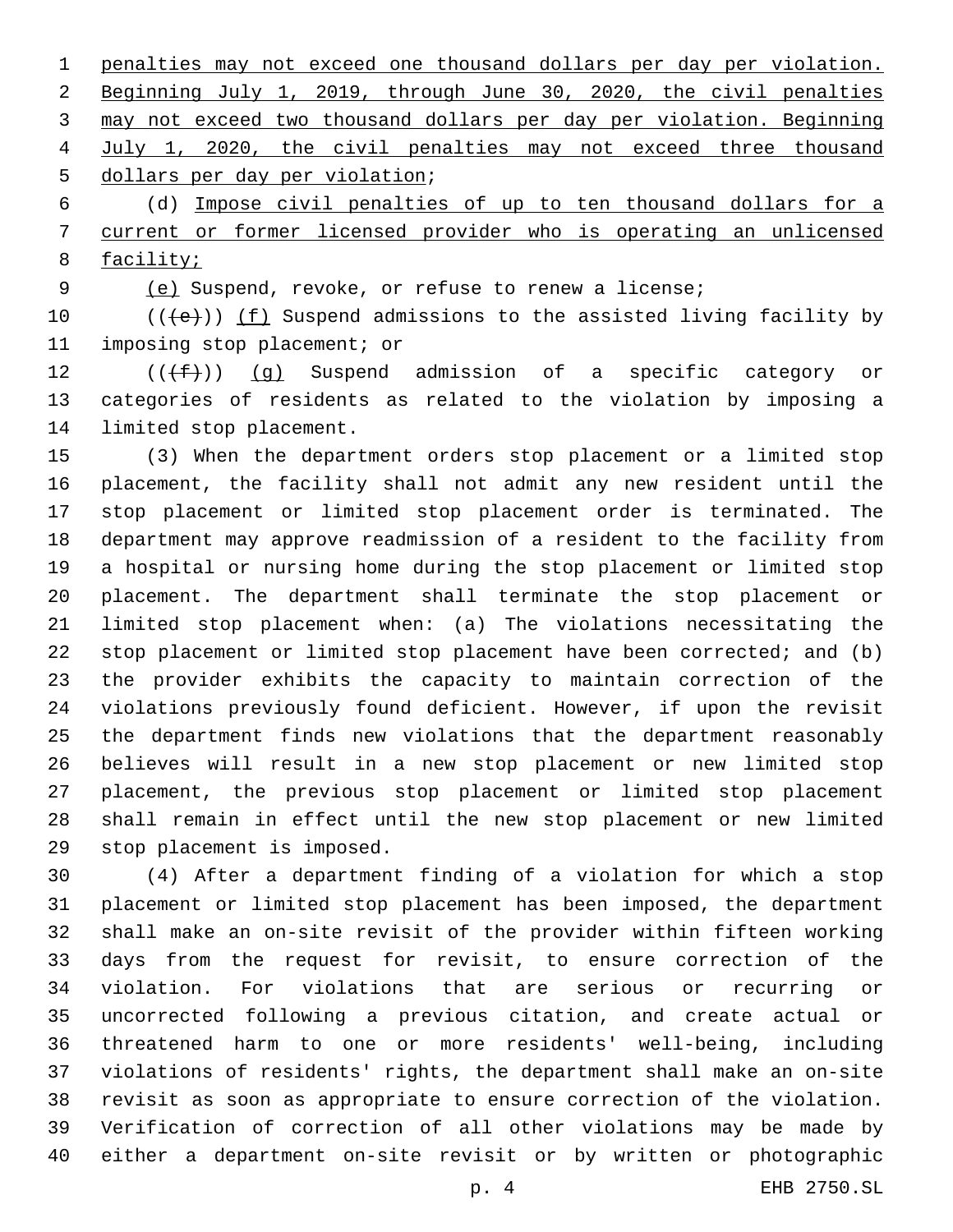penalties may not exceed one thousand dollars per day per violation. Beginning July 1, 2019, through June 30, 2020, the civil penalties may not exceed two thousand dollars per day per violation. Beginning July 1, 2020, the civil penalties may not exceed three thousand dollars per day per violation;

(d) Impose civil penalties of up to ten thousand dollars for a current or former licensed provider who is operating an unlicensed facility;

(e) Suspend, revoke, or refuse to renew a license;

(((e))) (f) Suspend admissions to the assisted living facility by imposing stop placement; or

(((f))) (g) Suspend admission of a specific category or categories of residents as related to the violation by imposing a limited stop placement.

(3) When the department orders stop placement or a limited stop placement, the facility shall not admit any new resident until the stop placement or limited stop placement order is terminated. The department may approve readmission of a resident to the facility from a hospital or nursing home during the stop placement or limited stop placement. The department shall terminate the stop placement or limited stop placement when: (a) The violations necessitating the stop placement or limited stop placement have been corrected; and (b) the provider exhibits the capacity to maintain correction of the violations previously found deficient. However, if upon the revisit the department finds new violations that the department reasonably believes will result in a new stop placement or new limited stop placement, the previous stop placement or limited stop placement shall remain in effect until the new stop placement or new limited stop placement is imposed.

(4) After a department finding of a violation for which a stop placement or limited stop placement has been imposed, the department shall make an on-site revisit of the provider within fifteen working days from the request for revisit, to ensure correction of the violation. For violations that are serious or recurring or uncorrected following a previous citation, and create actual or threatened harm to one or more residents' well-being, including violations of residents' rights, the department shall make an on-site revisit as soon as appropriate to ensure correction of the violation. Verification of correction of all other violations may be made by either a department on-site revisit or by written or photographic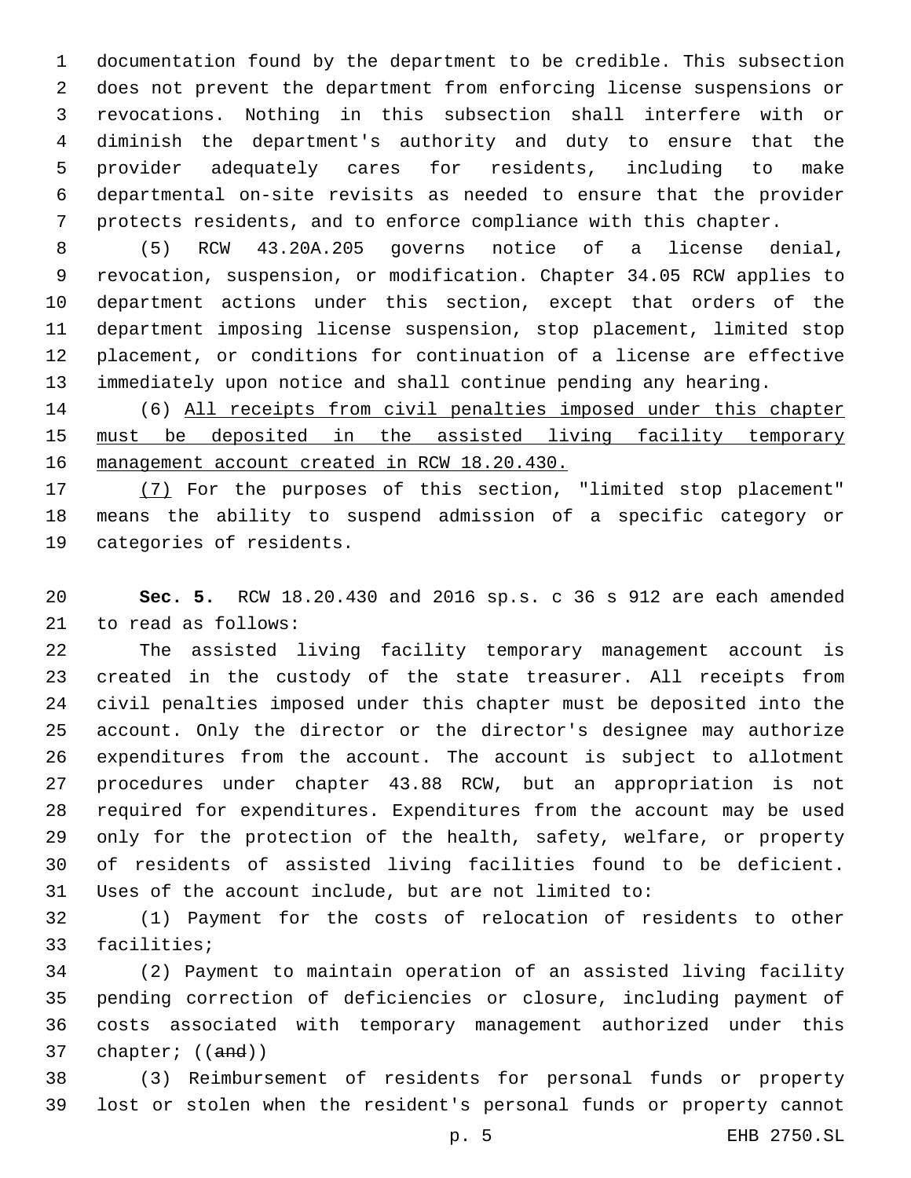documentation found by the department to be credible. This subsection does not prevent the department from enforcing license suspensions or revocations. Nothing in this subsection shall interfere with or diminish the department's authority and duty to ensure that the provider adequately cares for residents, including to make departmental on-site revisits as needed to ensure that the provider protects residents, and to enforce compliance with this chapter.

(5) RCW 43.20A.205 governs notice of a license denial, revocation, suspension, or modification. Chapter 34.05 RCW applies to department actions under this section, except that orders of the department imposing license suspension, stop placement, limited stop placement, or conditions for continuation of a license are effective immediately upon notice and shall continue pending any hearing.

(6) <u>All receipts from civil penalties imposed under this chapter must be deposited in the assisted living facility temporary management account created in RCW 18.20.430.</u>

<u>(7)</u> For the purposes of this section, "limited stop placement" means the ability to suspend admission of a specific category or categories of residents.

**Sec. 5.** RCW 18.20.430 and 2016 sp.s. c 36 s 912 are each amended to read as follows:

The assisted living facility temporary management account is created in the custody of the state treasurer. All receipts from civil penalties imposed under this chapter must be deposited into the account. Only the director or the director's designee may authorize expenditures from the account. The account is subject to allotment procedures under chapter 43.88 RCW, but an appropriation is not required for expenditures. Expenditures from the account may be used only for the protection of the health, safety, welfare, or property of residents of assisted living facilities found to be deficient. Uses of the account include, but are not limited to:

(1) Payment for the costs of relocation of residents to other facilities;

(2) Payment to maintain operation of an assisted living facility pending correction of deficiencies or closure, including payment of costs associated with temporary management authorized under this chapter; ((~~and~~))

(3) Reimbursement of residents for personal funds or property lost or stolen when the resident's personal funds or property cannot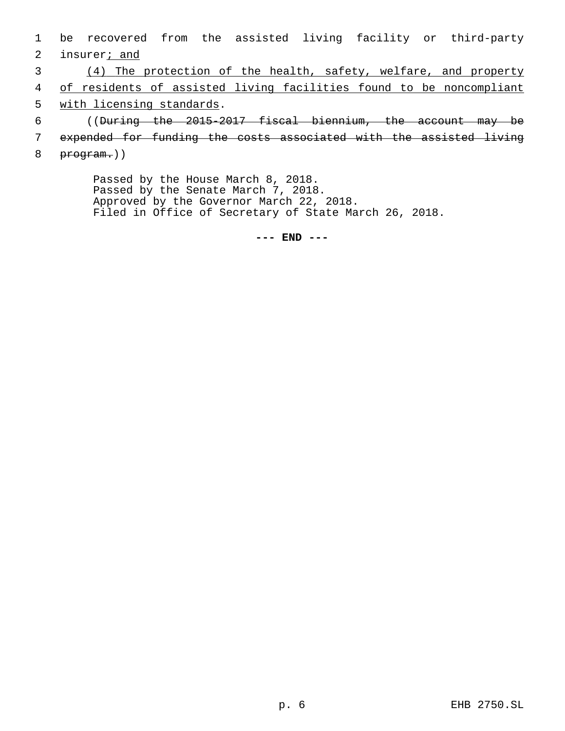be recovered from the assisted living facility or third-party insurer; and

(4) The protection of the health, safety, welfare, and property of residents of assisted living facilities found to be noncompliant with licensing standards.

((During the 2015-2017 fiscal biennium, the account may be expended for funding the costs associated with the assisted living program.))

Passed by the House March 8, 2018.
Passed by the Senate March 7, 2018.
Approved by the Governor March 22, 2018.
Filed in Office of Secretary of State March 26, 2018.

**--- END ---**